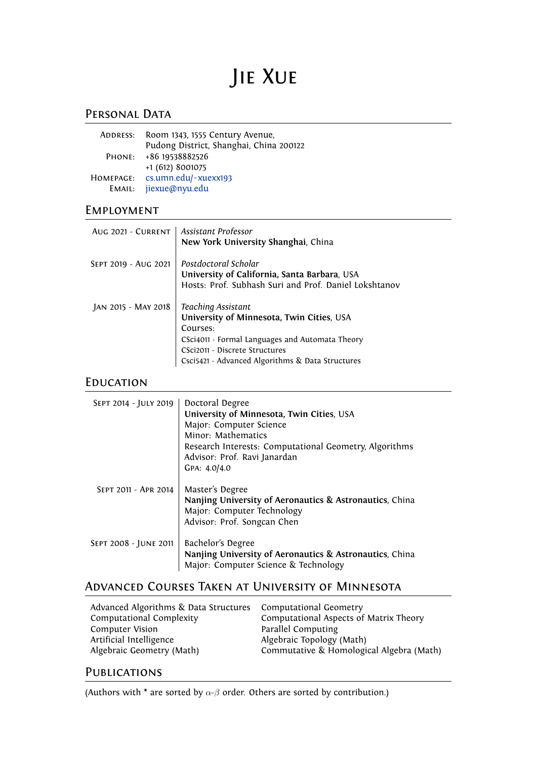# Jie Xue

## Personal Data

**Address:** Room 1343, 1555 Century Avenue,
Pudong District, Shanghai, China 200122
**Phone:** +86 19538882526
+1 (612) 8001075
**Homepage:** cs.umn.edu/~xuexx193
**Email:** jiexue@nyu.edu

## Employment

**Aug 2021 - Current**
*Assistant Professor*
**New York University Shanghai**, China

**Sept 2019 - Aug 2021**
*Postdoctoral Scholar*
**University of California, Santa Barbara**, USA
Hosts: Prof. Subhash Suri and Prof. Daniel Lokshtanov

**Jan 2015 - May 2018**
*Teaching Assistant*
**University of Minnesota, Twin Cities**, USA
Courses:
CSci4011 - Formal Languages and Automata Theory
CSci2011 - Discrete Structures
Csci5421 - Advanced Algorithms & Data Structures

## Education

**Sept 2014 - July 2019**
Doctoral Degree
**University of Minnesota, Twin Cities**, USA
Major: Computer Science
Minor: Mathematics
Research Interests: Computational Geometry, Algorithms
Advisor: Prof. Ravi Janardan
GPA: 4.0/4.0

**Sept 2011 - Apr 2014**
Master's Degree
**Nanjing University of Aeronautics & Astronautics**, China
Major: Computer Technology
Advisor: Prof. Songcan Chen

**Sept 2008 - June 2011**
Bachelor's Degree
**Nanjing University of Aeronautics & Astronautics**, China
Major: Computer Science & Technology

## Advanced Courses Taken at University of Minnesota

- Advanced Algorithms & Data Structures
- Computational Complexity
- Computer Vision
- Artificial Intelligence
- Algebraic Geometry (Math)
- Computational Geometry
- Computational Aspects of Matrix Theory
- Parallel Computing
- Algebraic Topology (Math)
- Commutative & Homological Algebra (Math)

## Publications

(Authors with * are sorted by $\alpha$-$\beta$ order. Others are sorted by contribution.)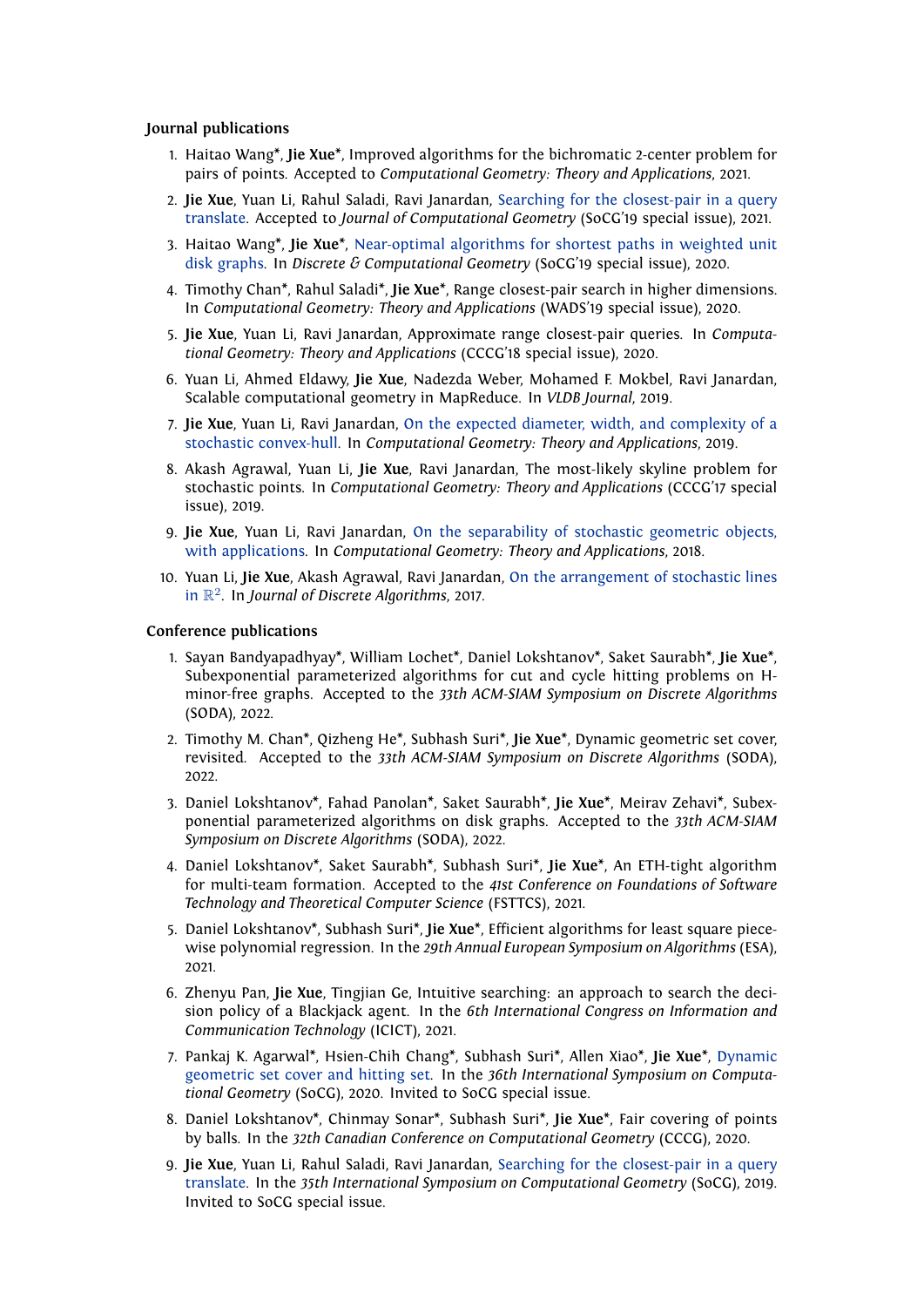### Journal publications

1. Haitao Wang*, **Jie Xue***, Improved algorithms for the bichromatic 2-center problem for pairs of points. Accepted to *Computational Geometry: Theory and Applications*, 2021.
2. **Jie Xue**, Yuan Li, Rahul Saladi, Ravi Janardan, Searching for the closest-pair in a query translate. Accepted to *Journal of Computational Geometry* (SoCG'19 special issue), 2021.
3. Haitao Wang*, **Jie Xue***, Near-optimal algorithms for shortest paths in weighted unit disk graphs. In *Discrete & Computational Geometry* (SoCG'19 special issue), 2020.
4. Timothy Chan*, Rahul Saladi*, **Jie Xue***, Range closest-pair search in higher dimensions. In *Computational Geometry: Theory and Applications* (WADS'19 special issue), 2020.
5. **Jie Xue**, Yuan Li, Ravi Janardan, Approximate range closest-pair queries. In *Computational Geometry: Theory and Applications* (CCCG'18 special issue), 2020.
6. Yuan Li, Ahmed Eldawy, **Jie Xue**, Nadezda Weber, Mohamed F. Mokbel, Ravi Janardan, Scalable computational geometry in MapReduce. In *VLDB Journal*, 2019.
7. **Jie Xue**, Yuan Li, Ravi Janardan, On the expected diameter, width, and complexity of a stochastic convex-hull. In *Computational Geometry: Theory and Applications*, 2019.
8. Akash Agrawal, Yuan Li, **Jie Xue**, Ravi Janardan, The most-likely skyline problem for stochastic points. In *Computational Geometry: Theory and Applications* (CCCG'17 special issue), 2019.
9. **Jie Xue**, Yuan Li, Ravi Janardan, On the separability of stochastic geometric objects, with applications. In *Computational Geometry: Theory and Applications*, 2018.
10. Yuan Li, **Jie Xue**, Akash Agrawal, Ravi Janardan, On the arrangement of stochastic lines in $\mathbb{R}^2$. In *Journal of Discrete Algorithms*, 2017.

### Conference publications

1. Sayan Bandyapadhyay*, William Lochet*, Daniel Lokshtanov*, Saket Saurabh*, **Jie Xue***, Subexponential parameterized algorithms for cut and cycle hitting problems on H-minor-free graphs. Accepted to the *33th ACM-SIAM Symposium on Discrete Algorithms* (SODA), 2022.
2. Timothy M. Chan*, Qizheng He*, Subhash Suri*, **Jie Xue***, Dynamic geometric set cover, revisited. Accepted to the *33th ACM-SIAM Symposium on Discrete Algorithms* (SODA), 2022.
3. Daniel Lokshtanov*, Fahad Panolan*, Saket Saurabh*, **Jie Xue***, Meirav Zehavi*, Subexponential parameterized algorithms on disk graphs. Accepted to the *33th ACM-SIAM Symposium on Discrete Algorithms* (SODA), 2022.
4. Daniel Lokshtanov*, Saket Saurabh*, Subhash Suri*, **Jie Xue***, An ETH-tight algorithm for multi-team formation. Accepted to the *41st Conference on Foundations of Software Technology and Theoretical Computer Science* (FSTTCS), 2021.
5. Daniel Lokshtanov*, Subhash Suri*, **Jie Xue***, Efficient algorithms for least square piecewise polynomial regression. In the *29th Annual European Symposium on Algorithms* (ESA), 2021.
6. Zhenyu Pan, **Jie Xue**, Tingjian Ge, Intuitive searching: an approach to search the decision policy of a Blackjack agent. In the *6th International Congress on Information and Communication Technology* (ICICT), 2021.
7. Pankaj K. Agarwal*, Hsien-Chih Chang*, Subhash Suri*, Allen Xiao*, **Jie Xue***, Dynamic geometric set cover and hitting set. In the *36th International Symposium on Computational Geometry* (SoCG), 2020. Invited to SoCG special issue.
8. Daniel Lokshtanov*, Chinmay Sonar*, Subhash Suri*, **Jie Xue***, Fair covering of points by balls. In the *32th Canadian Conference on Computational Geometry* (CCCG), 2020.
9. **Jie Xue**, Yuan Li, Rahul Saladi, Ravi Janardan, Searching for the closest-pair in a query translate. In the *35th International Symposium on Computational Geometry* (SoCG), 2019. Invited to SoCG special issue.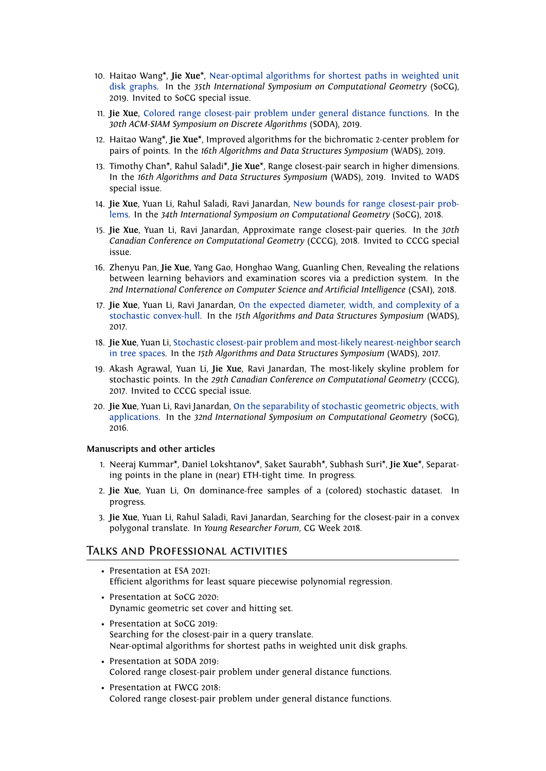10. Haitao Wang*, **Jie Xue***, Near-optimal algorithms for shortest paths in weighted unit disk graphs. In the *35th International Symposium on Computational Geometry* (SoCG), 2019. Invited to SoCG special issue.

11. **Jie Xue**, Colored range closest-pair problem under general distance functions. In the *30th ACM-SIAM Symposium on Discrete Algorithms* (SODA), 2019.

12. Haitao Wang*, **Jie Xue***, Improved algorithms for the bichromatic 2-center problem for pairs of points. In the *16th Algorithms and Data Structures Symposium* (WADS), 2019.

13. Timothy Chan*, Rahul Saladi*, **Jie Xue***, Range closest-pair search in higher dimensions. In the *16th Algorithms and Data Structures Symposium* (WADS), 2019. Invited to WADS special issue.

14. **Jie Xue**, Yuan Li, Rahul Saladi, Ravi Janardan, New bounds for range closest-pair problems. In the *34th International Symposium on Computational Geometry* (SoCG), 2018.

15. **Jie Xue**, Yuan Li, Ravi Janardan, Approximate range closest-pair queries. In the *30th Canadian Conference on Computational Geometry* (CCCG), 2018. Invited to CCCG special issue.

16. Zhenyu Pan, **Jie Xue**, Yang Gao, Honghao Wang, Guanling Chen, Revealing the relations between learning behaviors and examination scores via a prediction system. In the *2nd International Conference on Computer Science and Artificial Intelligence* (CSAI), 2018.

17. **Jie Xue**, Yuan Li, Ravi Janardan, On the expected diameter, width, and complexity of a stochastic convex-hull. In the *15th Algorithms and Data Structures Symposium* (WADS), 2017.

18. **Jie Xue**, Yuan Li, Stochastic closest-pair problem and most-likely nearest-neighbor search in tree spaces. In the *15th Algorithms and Data Structures Symposium* (WADS), 2017.

19. Akash Agrawal, Yuan Li, **Jie Xue**, Ravi Janardan, The most-likely skyline problem for stochastic points. In the *29th Canadian Conference on Computational Geometry* (CCCG), 2017. Invited to CCCG special issue.

20. **Jie Xue**, Yuan Li, Ravi Janardan, On the separability of stochastic geometric objects, with applications. In the *32nd International Symposium on Computational Geometry* (SoCG), 2016.

### Manuscripts and other articles

1. Neeraj Kummar*, Daniel Lokshtanov*, Saket Saurabh*, Subhash Suri*, **Jie Xue***, Separating points in the plane in (near) ETH-tight time. In progress.

2. **Jie Xue**, Yuan Li, On dominance-free samples of a (colored) stochastic dataset. In progress.

3. **Jie Xue**, Yuan Li, Rahul Saladi, Ravi Janardan, Searching for the closest-pair in a convex polygonal translate. In *Young Researcher Forum*, CG Week 2018.

## Talks and Professional activities

- Presentation at ESA 2021:
  Efficient algorithms for least square piecewise polynomial regression.
- Presentation at SoCG 2020:
  Dynamic geometric set cover and hitting set.
- Presentation at SoCG 2019:
  Searching for the closest-pair in a query translate.
  Near-optimal algorithms for shortest paths in weighted unit disk graphs.
- Presentation at SODA 2019:
  Colored range closest-pair problem under general distance functions.
- Presentation at FWCG 2018:
  Colored range closest-pair problem under general distance functions.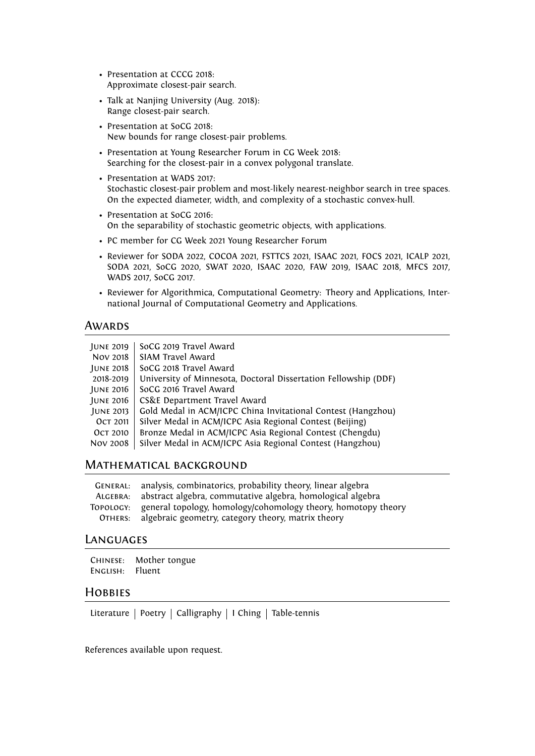- Presentation at CCCG 2018:
  Approximate closest-pair search.
- Talk at Nanjing University (Aug. 2018):
  Range closest-pair search.
- Presentation at SoCG 2018:
  New bounds for range closest-pair problems.
- Presentation at Young Researcher Forum in CG Week 2018:
  Searching for the closest-pair in a convex polygonal translate.
- Presentation at WADS 2017:
  Stochastic closest-pair problem and most-likely nearest-neighbor search in tree spaces.
  On the expected diameter, width, and complexity of a stochastic convex-hull.
- Presentation at SoCG 2016:
  On the separability of stochastic geometric objects, with applications.
- PC member for CG Week 2021 Young Researcher Forum
- Reviewer for SODA 2022, COCOA 2021, FSTTCS 2021, ISAAC 2021, FOCS 2021, ICALP 2021, SODA 2021, SoCG 2020, SWAT 2020, ISAAC 2020, FAW 2019, ISAAC 2018, MFCS 2017, WADS 2017, SoCG 2017.
- Reviewer for Algorithmica, Computational Geometry: Theory and Applications, International Journal of Computational Geometry and Applications.

## Awards

| | |
|---|---|
| June 2019 | SoCG 2019 Travel Award |
| Nov 2018 | SIAM Travel Award |
| June 2018 | SoCG 2018 Travel Award |
| 2018-2019 | University of Minnesota, Doctoral Dissertation Fellowship (DDF) |
| June 2016 | SoCG 2016 Travel Award |
| June 2016 | CS&E Department Travel Award |
| June 2013 | Gold Medal in ACM/ICPC China Invitational Contest (Hangzhou) |
| Oct 2011 | Silver Medal in ACM/ICPC Asia Regional Contest (Beijing) |
| Oct 2010 | Bronze Medal in ACM/ICPC Asia Regional Contest (Chengdu) |
| Nov 2008 | Silver Medal in ACM/ICPC Asia Regional Contest (Hangzhou) |

## Mathematical background

| | |
|---|---|
| General: | analysis, combinatorics, probability theory, linear algebra |
| Algebra: | abstract algebra, commutative algebra, homological algebra |
| Topology: | general topology, homology/cohomology theory, homotopy theory |
| Others: | algebraic geometry, category theory, matrix theory |

## Languages

| | |
|---|---|
| Chinese: | Mother tongue |
| English: | Fluent |

## Hobbies

Literature | Poetry | Calligraphy | I Ching | Table-tennis

References available upon request.